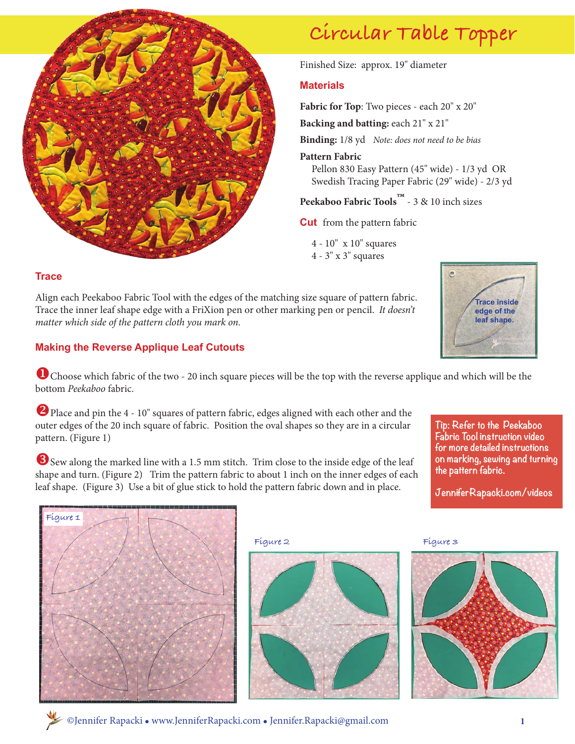# Circular Table Topper

Finished Size: approx. 19" diameter

## Materials

**Fabric for Top**: Two pieces - each 20" x 20"

**Backing and batting:** each 21" x 21"

**Binding:** 1/8 yd *Note: does not need to be bias*

**Pattern Fabric**
Pellon 830 Easy Pattern (45" wide) - 1/3 yd OR
Swedish Tracing Paper Fabric (29" wide) - 2/3 yd

**Peekaboo Fabric Tools™** - 3 & 10 inch sizes

**Cut** from the pattern fabric

4 - 10" x 10" squares
4 - 3" x 3" squares

## Trace

Align each Peekaboo Fabric Tool with the edges of the matching size square of pattern fabric. Trace the inner leaf shape edge with a FriXion pen or other marking pen or pencil. *It doesn't matter which side of the pattern cloth you mark on.*

Trace inside edge of the leaf shape.

## Making the Reverse Applique Leaf Cutouts

1. Choose which fabric of the two - 20 inch square pieces will be the top with the reverse applique and which will be the bottom *Peekaboo* fabric.

2. Place and pin the 4 - 10" squares of pattern fabric, edges aligned with each other and the outer edges of the 20 inch square of fabric. Position the oval shapes so they are in a circular pattern. (Figure 1)

3. Sew along the marked line with a 1.5 mm stitch. Trim close to the inside edge of the leaf shape and turn. (Figure 2) Trim the pattern fabric to about 1 inch on the inner edges of each leaf shape. (Figure 3) Use a bit of glue stick to hold the pattern fabric down and in place.

Tip: Refer to the Peekaboo Fabric Tool instruction video for more detailed instructions on marking, sewing and turning the pattern fabric.

JenniferRapacki.com/videos

Figure 1

Figure 2

Figure 3

©Jennifer Rapacki • www.JenniferRapacki.com • Jennifer.Rapacki@gmail.com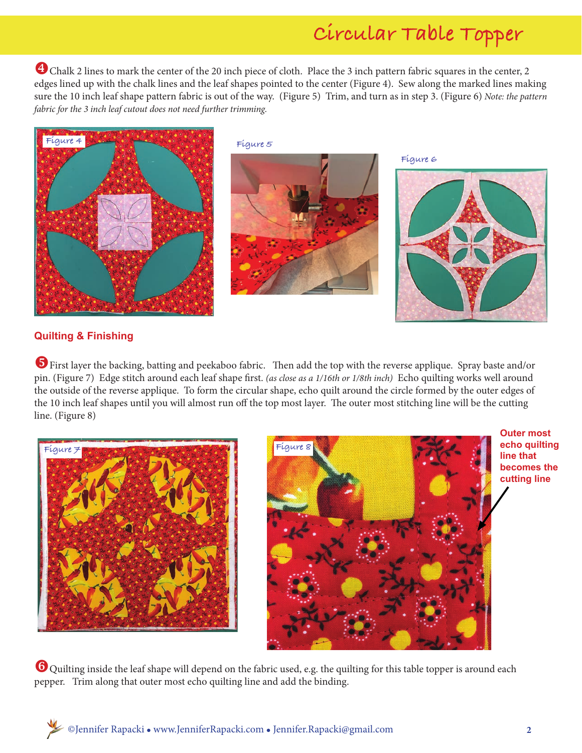# Circular Table Topper

❹ Chalk 2 lines to mark the center of the 20 inch piece of cloth. Place the 3 inch pattern fabric squares in the center, 2 edges lined up with the chalk lines and the leaf shapes pointed to the center (Figure 4). Sew along the marked lines making sure the 10 inch leaf shape pattern fabric is out of the way. (Figure 5) Trim, and turn as in step 3. (Figure 6) *Note: the pattern fabric for the 3 inch leaf cutout does not need further trimming.*

Figure 4

Figure 5

Figure 6

## Quilting & Finishing

❺ First layer the backing, batting and peekaboo fabric. Then add the top with the reverse applique. Spray baste and/or pin. (Figure 7) Edge stitch around each leaf shape first. *(as close as a 1/16th or 1/8th inch)* Echo quilting works well around the outside of the reverse applique. To form the circular shape, echo quilt around the circle formed by the outer edges of the 10 inch leaf shapes until you will almost run off the top most layer. The outer most stitching line will be the cutting line. (Figure 8)

Figure 7

Figure 8

**Outer most echo quilting line that becomes the cutting line**

❻ Quilting inside the leaf shape will depend on the fabric used, e.g. the quilting for this table topper is around each pepper. Trim along that outer most echo quilting line and add the binding.

©Jennifer Rapacki • www.JenniferRapacki.com • Jennifer.Rapacki@gmail.com